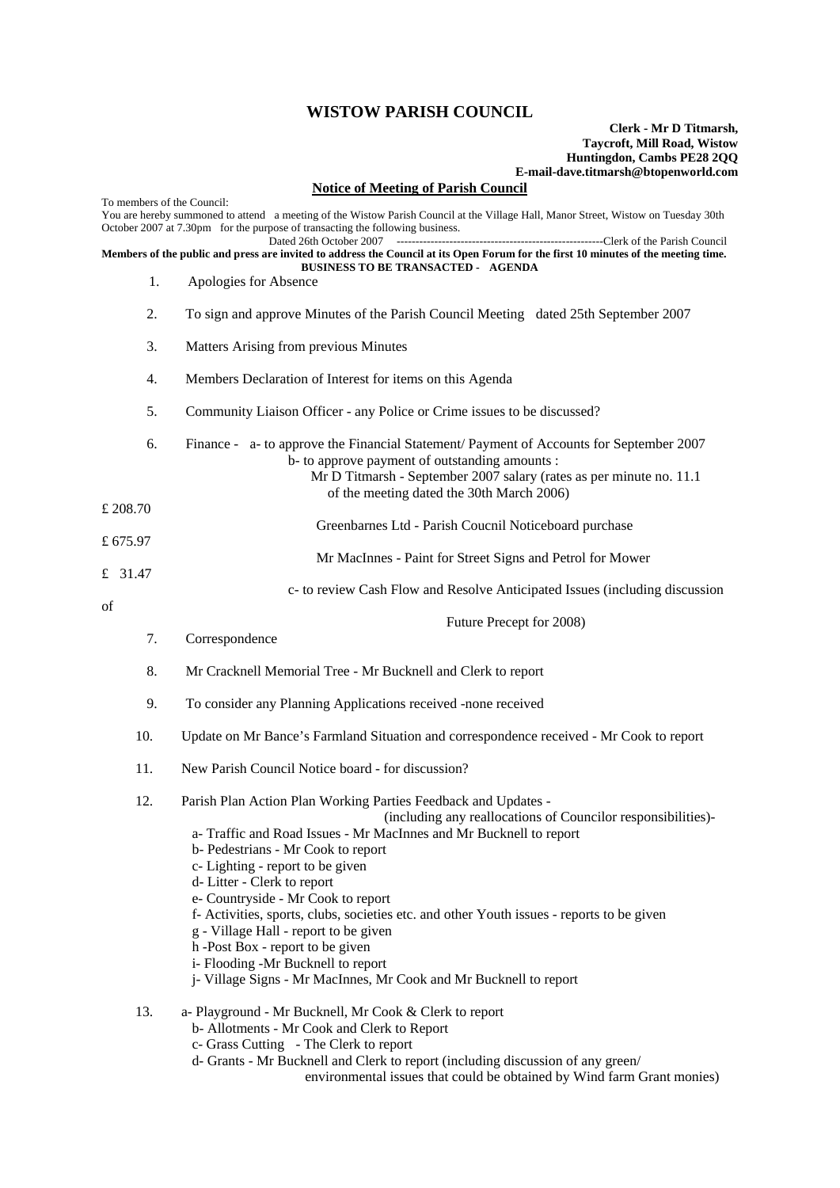# WISTOW PARISH COUNCIL

**Clerk - Mr D Titmarsh,**
**Taycroft, Mill Road, Wistow**
**Huntingdon, Cambs PE28 2QQ**
**E-mail-dave.titmarsh@btopenworld.com**

**Notice of Meeting of Parish Council**

To members of the Council:
You are hereby summoned to attend a meeting of the Wistow Parish Council at the Village Hall, Manor Street, Wistow on Tuesday 30th October 2007 at 7.30pm for the purpose of transacting the following business.

Dated 26th October 2007 -------------------------------------------------------Clerk of the Parish Council

**Members of the public and press are invited to address the Council at its Open Forum for the first 10 minutes of the meeting time.**

**BUSINESS TO BE TRANSACTED - AGENDA**

1. Apologies for Absence

2. To sign and approve Minutes of the Parish Council Meeting dated 25th September 2007

3. Matters Arising from previous Minutes

4. Members Declaration of Interest for items on this Agenda

5. Community Liaison Officer - any Police or Crime issues to be discussed?

6. Finance - a- to approve the Financial Statement/ Payment of Accounts for September 2007
   b- to approve payment of outstanding amounts :
   Mr D Titmarsh - September 2007 salary (rates as per minute no. 11.1 of the meeting dated the 30th March 2006) £ 208.70
   Greenbarnes Ltd - Parish Coucnil Noticeboard purchase £ 675.97
   Mr MacInnes - Paint for Street Signs and Petrol for Mower £ 31.47
   c- to review Cash Flow and Resolve Anticipated Issues (including discussion of Future Precept for 2008)

7. Correspondence

8. Mr Cracknell Memorial Tree - Mr Bucknell and Clerk to report

9. To consider any Planning Applications received -none received

10. Update on Mr Bance's Farmland Situation and correspondence received - Mr Cook to report

11. New Parish Council Notice board - for discussion?

12. Parish Plan Action Plan Working Parties Feedback and Updates - (including any reallocations of Councilor responsibilities)-
    a- Traffic and Road Issues - Mr MacInnes and Mr Bucknell to report
    b- Pedestrians - Mr Cook to report
    c- Lighting - report to be given
    d- Litter - Clerk to report
    e- Countryside - Mr Cook to report
    f- Activities, sports, clubs, societies etc. and other Youth issues - reports to be given
    g - Village Hall - report to be given
    h -Post Box - report to be given
    i- Flooding -Mr Bucknell to report
    j- Village Signs - Mr MacInnes, Mr Cook and Mr Bucknell to report

13. a- Playground - Mr Bucknell, Mr Cook & Clerk to report
    b- Allotments - Mr Cook and Clerk to Report
    c- Grass Cutting - The Clerk to report
    d- Grants - Mr Bucknell and Clerk to report (including discussion of any green/ environmental issues that could be obtained by Wind farm Grant monies)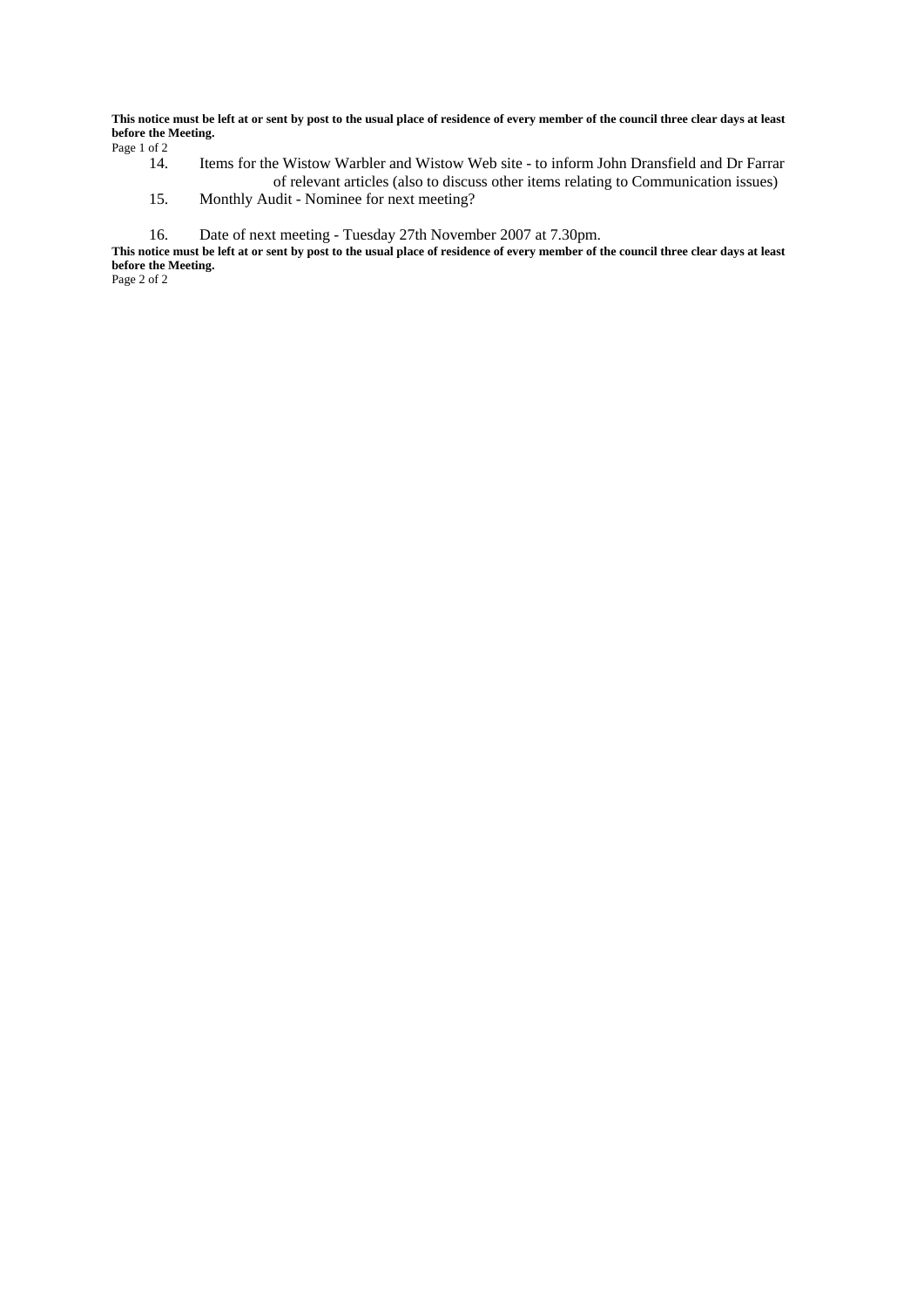14. Items for the Wistow Warbler and Wistow Web site - to inform John Dransfield and Dr Farrar of relevant articles (also to discuss other items relating to Communication issues)
15. Monthly Audit - Nominee for next meeting?
16. Date of next meeting - Tuesday 27th November 2007 at 7.30pm.